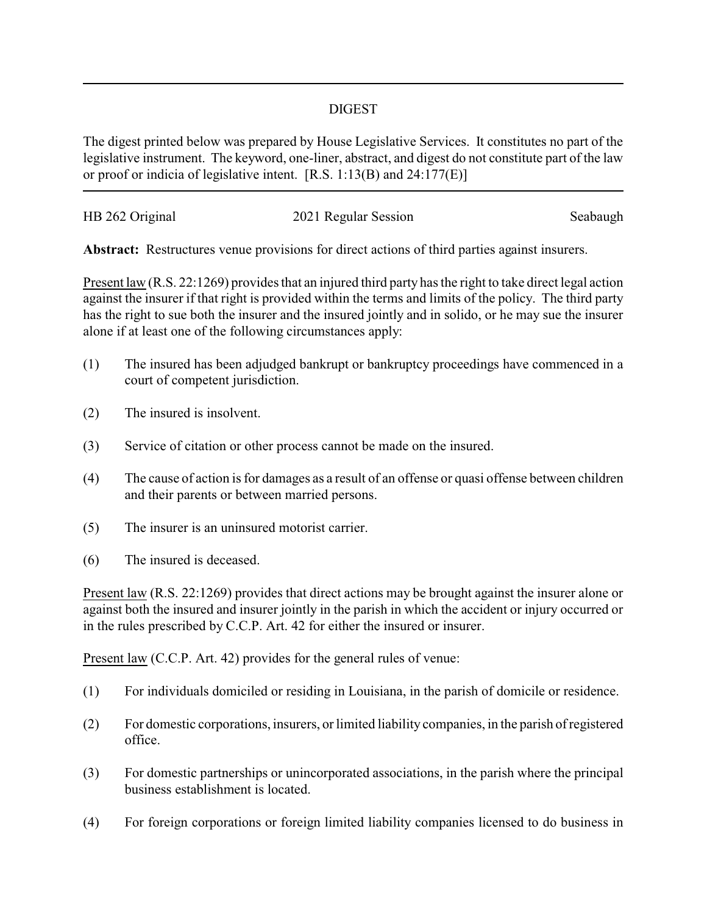# DIGEST

The digest printed below was prepared by House Legislative Services. It constitutes no part of the legislative instrument. The keyword, one-liner, abstract, and digest do not constitute part of the law or proof or indicia of legislative intent. [R.S. 1:13(B) and 24:177(E)]

HB 262 Original | 2021 Regular Session | Seabaugh

**Abstract:** Restructures venue provisions for direct actions of third parties against insurers.

Present law (R.S. 22:1269) provides that an injured third party has the right to take direct legal action against the insurer if that right is provided within the terms and limits of the policy. The third party has the right to sue both the insurer and the insured jointly and in solido, or he may sue the insurer alone if at least one of the following circumstances apply:

(1) The insured has been adjudged bankrupt or bankruptcy proceedings have commenced in a court of competent jurisdiction.

(2) The insured is insolvent.

(3) Service of citation or other process cannot be made on the insured.

(4) The cause of action is for damages as a result of an offense or quasi offense between children and their parents or between married persons.

(5) The insurer is an uninsured motorist carrier.

(6) The insured is deceased.

Present law (R.S. 22:1269) provides that direct actions may be brought against the insurer alone or against both the insured and insurer jointly in the parish in which the accident or injury occurred or in the rules prescribed by C.C.P. Art. 42 for either the insured or insurer.

Present law (C.C.P. Art. 42) provides for the general rules of venue:

(1) For individuals domiciled or residing in Louisiana, in the parish of domicile or residence.

(2) For domestic corporations, insurers, or limited liability companies, in the parish of registered office.

(3) For domestic partnerships or unincorporated associations, in the parish where the principal business establishment is located.

(4) For foreign corporations or foreign limited liability companies licensed to do business in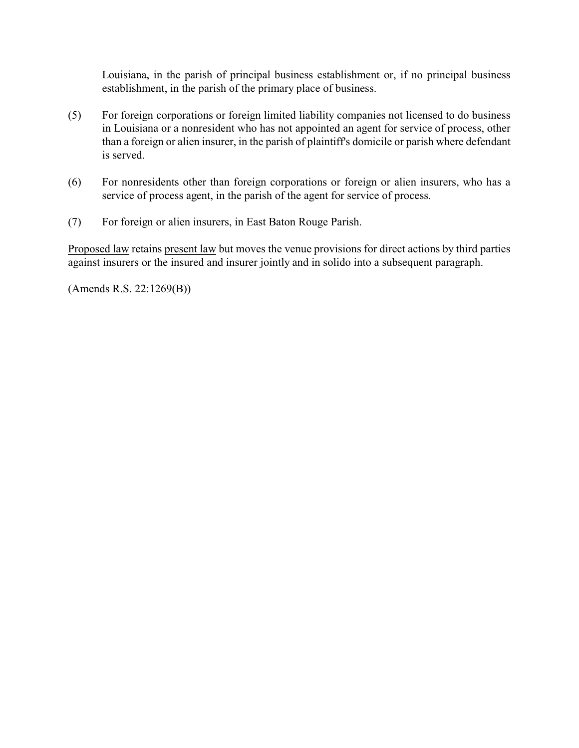Louisiana, in the parish of principal business establishment or, if no principal business establishment, in the parish of the primary place of business.

(5) For foreign corporations or foreign limited liability companies not licensed to do business in Louisiana or a nonresident who has not appointed an agent for service of process, other than a foreign or alien insurer, in the parish of plaintiff's domicile or parish where defendant is served.

(6) For nonresidents other than foreign corporations or foreign or alien insurers, who has a service of process agent, in the parish of the agent for service of process.

(7) For foreign or alien insurers, in East Baton Rouge Parish.

Proposed law retains present law but moves the venue provisions for direct actions by third parties against insurers or the insured and insurer jointly and in solido into a subsequent paragraph.

(Amends R.S. 22:1269(B))